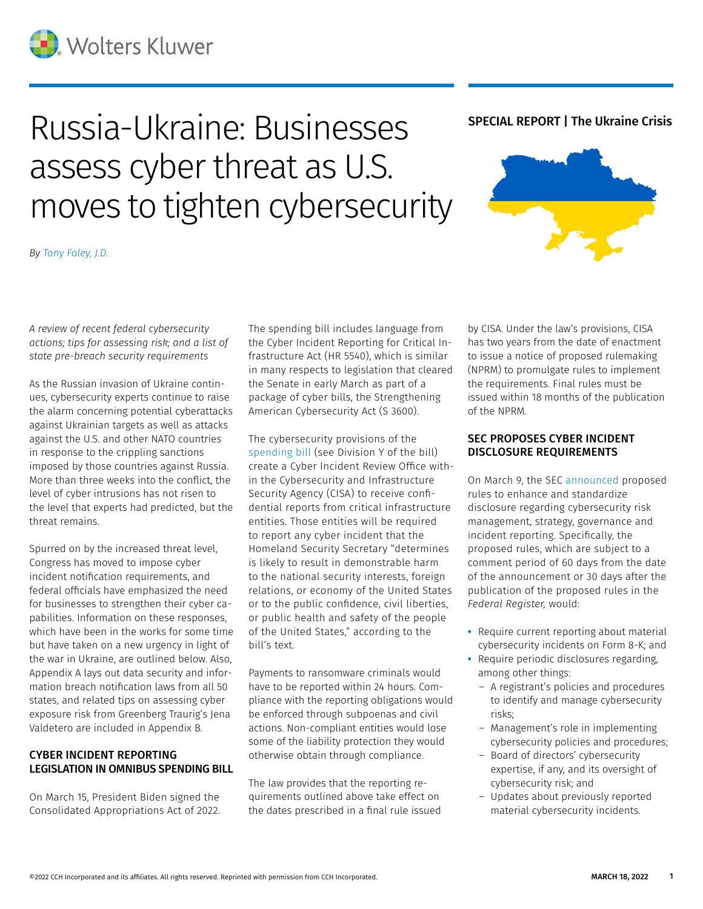# Russia-Ukraine: Businesses assess cyber threat as U.S. moves to tighten cybersecurity

**SPECIAL REPORT | The Ukraine Crisis**

*By Tony Foley, J.D.*

*A review of recent federal cybersecurity actions; tips for assessing risk; and a list of state pre-breach security requirements*

As the Russian invasion of Ukraine continues, cybersecurity experts continue to raise the alarm concerning potential cyberattacks against Ukrainian targets as well as attacks against the U.S. and other NATO countries in response to the crippling sanctions imposed by those countries against Russia. More than three weeks into the conflict, the level of cyber intrusions has not risen to the level that experts had predicted, but the threat remains.

Spurred on by the increased threat level, Congress has moved to impose cyber incident notification requirements, and federal officials have emphasized the need for businesses to strengthen their cyber capabilities. Information on these responses, which have been in the works for some time but have taken on a new urgency in light of the war in Ukraine, are outlined below. Also, Appendix A lays out data security and information breach notification laws from all 50 states, and related tips on assessing cyber exposure risk from Greenberg Traurig's Jena Valdetero are included in Appendix B.

## CYBER INCIDENT REPORTING LEGISLATION IN OMNIBUS SPENDING BILL

On March 15, President Biden signed the Consolidated Appropriations Act of 2022. The spending bill includes language from the Cyber Incident Reporting for Critical Infrastructure Act (HR 5540), which is similar in many respects to legislation that cleared the Senate in early March as part of a package of cyber bills, the Strengthening American Cybersecurity Act (S 3600).

The cybersecurity provisions of the spending bill (see Division Y of the bill) create a Cyber Incident Review Office within the Cybersecurity and Infrastructure Security Agency (CISA) to receive confidential reports from critical infrastructure entities. Those entities will be required to report any cyber incident that the Homeland Security Secretary "determines is likely to result in demonstrable harm to the national security interests, foreign relations, or economy of the United States or to the public confidence, civil liberties, or public health and safety of the people of the United States," according to the bill's text.

Payments to ransomware criminals would have to be reported within 24 hours. Compliance with the reporting obligations would be enforced through subpoenas and civil actions. Non-compliant entities would lose some of the liability protection they would otherwise obtain through compliance.

The law provides that the reporting requirements outlined above take effect on the dates prescribed in a final rule issued by CISA. Under the law's provisions, CISA has two years from the date of enactment to issue a notice of proposed rulemaking (NPRM) to promulgate rules to implement the requirements. Final rules must be issued within 18 months of the publication of the NPRM.

## SEC PROPOSES CYBER INCIDENT DISCLOSURE REQUIREMENTS

On March 9, the SEC announced proposed rules to enhance and standardize disclosure regarding cybersecurity risk management, strategy, governance and incident reporting. Specifically, the proposed rules, which are subject to a comment period of 60 days from the date of the announcement or 30 days after the publication of the proposed rules in the *Federal Register,* would:

- Require current reporting about material cybersecurity incidents on Form 8-K; and
- Require periodic disclosures regarding, among other things:
  - A registrant's policies and procedures to identify and manage cybersecurity risks;
  - Management's role in implementing cybersecurity policies and procedures;
  - Board of directors' cybersecurity expertise, if any, and its oversight of cybersecurity risk; and
  - Updates about previously reported material cybersecurity incidents.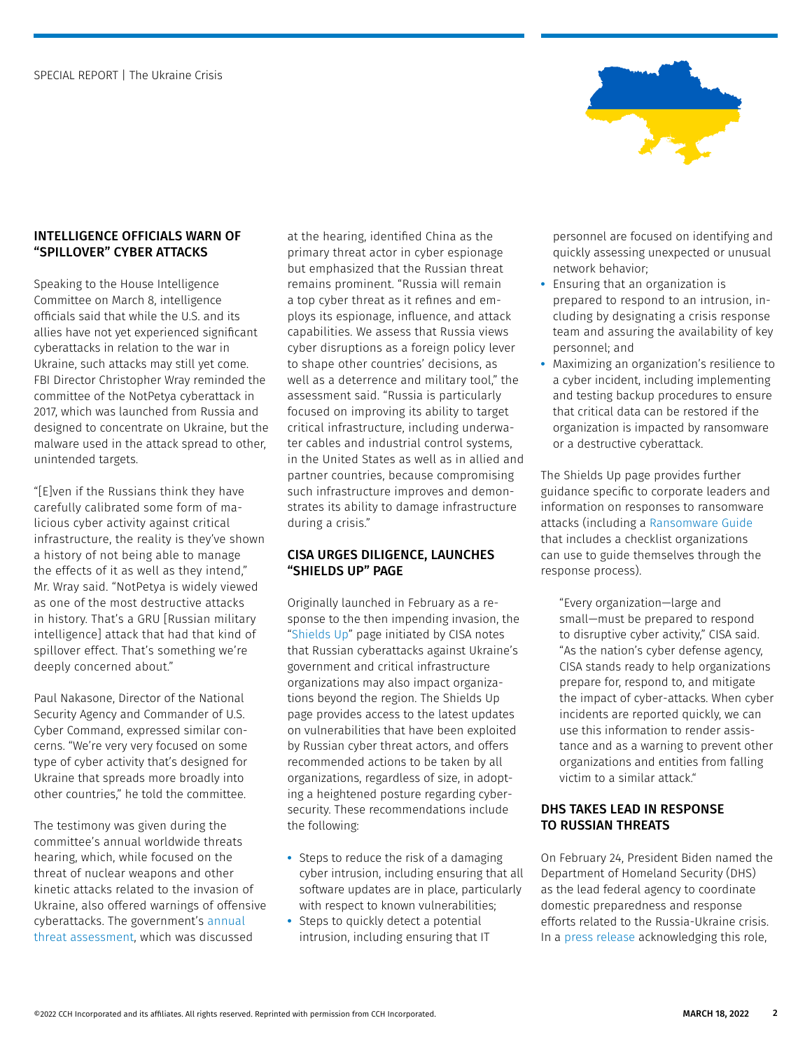## INTELLIGENCE OFFICIALS WARN OF "SPILLOVER" CYBER ATTACKS

Speaking to the House Intelligence Committee on March 8, intelligence officials said that while the U.S. and its allies have not yet experienced significant cyberattacks in relation to the war in Ukraine, such attacks may still yet come. FBI Director Christopher Wray reminded the committee of the NotPetya cyberattack in 2017, which was launched from Russia and designed to concentrate on Ukraine, but the malware used in the attack spread to other, unintended targets.

"[E]ven if the Russians think they have carefully calibrated some form of malicious cyber activity against critical infrastructure, the reality is they've shown a history of not being able to manage the effects of it as well as they intend," Mr. Wray said. "NotPetya is widely viewed as one of the most destructive attacks in history. That's a GRU [Russian military intelligence] attack that had that kind of spillover effect. That's something we're deeply concerned about."

Paul Nakasone, Director of the National Security Agency and Commander of U.S. Cyber Command, expressed similar concerns. "We're very very focused on some type of cyber activity that's designed for Ukraine that spreads more broadly into other countries," he told the committee.

The testimony was given during the committee's annual worldwide threats hearing, which, while focused on the threat of nuclear weapons and other kinetic attacks related to the invasion of Ukraine, also offered warnings of offensive cyberattacks. The government's annual threat assessment, which was discussed at the hearing, identified China as the primary threat actor in cyber espionage but emphasized that the Russian threat remains prominent. "Russia will remain a top cyber threat as it refines and employs its espionage, influence, and attack capabilities. We assess that Russia views cyber disruptions as a foreign policy lever to shape other countries' decisions, as well as a deterrence and military tool," the assessment said. "Russia is particularly focused on improving its ability to target critical infrastructure, including underwater cables and industrial control systems, in the United States as well as in allied and partner countries, because compromising such infrastructure improves and demonstrates its ability to damage infrastructure during a crisis."

## CISA URGES DILIGENCE, LAUNCHES "SHIELDS UP" PAGE

Originally launched in February as a response to the then impending invasion, the "Shields Up" page initiated by CISA notes that Russian cyberattacks against Ukraine's government and critical infrastructure organizations may also impact organizations beyond the region. The Shields Up page provides access to the latest updates on vulnerabilities that have been exploited by Russian cyber threat actors, and offers recommended actions to be taken by all organizations, regardless of size, in adopting a heightened posture regarding cybersecurity. These recommendations include the following:

- Steps to reduce the risk of a damaging cyber intrusion, including ensuring that all software updates are in place, particularly with respect to known vulnerabilities;
- Steps to quickly detect a potential intrusion, including ensuring that IT personnel are focused on identifying and quickly assessing unexpected or unusual network behavior;
- Ensuring that an organization is prepared to respond to an intrusion, including by designating a crisis response team and assuring the availability of key personnel; and
- Maximizing an organization's resilience to a cyber incident, including implementing and testing backup procedures to ensure that critical data can be restored if the organization is impacted by ransomware or a destructive cyberattack.

The Shields Up page provides further guidance specific to corporate leaders and information on responses to ransomware attacks (including a Ransomware Guide that includes a checklist organizations can use to guide themselves through the response process).

> "Every organization—large and small—must be prepared to respond to disruptive cyber activity," CISA said. "As the nation's cyber defense agency, CISA stands ready to help organizations prepare for, respond to, and mitigate the impact of cyber-attacks. When cyber incidents are reported quickly, we can use this information to render assistance and as a warning to prevent other organizations and entities from falling victim to a similar attack."

## DHS TAKES LEAD IN RESPONSE TO RUSSIAN THREATS

On February 24, President Biden named the Department of Homeland Security (DHS) as the lead federal agency to coordinate domestic preparedness and response efforts related to the Russia-Ukraine crisis. In a press release acknowledging this role,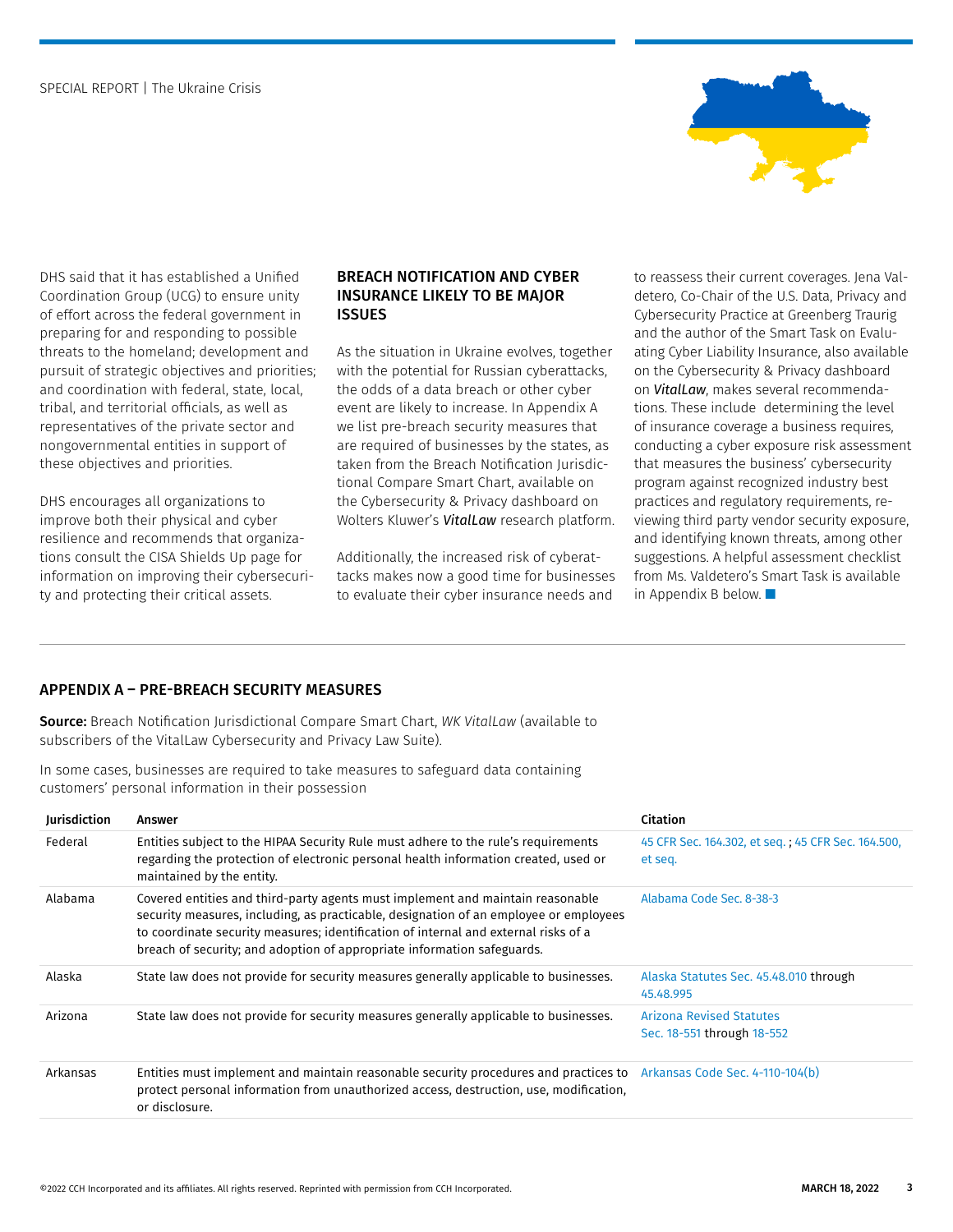DHS said that it has established a Unified Coordination Group (UCG) to ensure unity of effort across the federal government in preparing for and responding to possible threats to the homeland; development and pursuit of strategic objectives and priorities; and coordination with federal, state, local, tribal, and territorial officials, as well as representatives of the private sector and nongovernmental entities in support of these objectives and priorities.

DHS encourages all organizations to improve both their physical and cyber resilience and recommends that organizations consult the CISA Shields Up page for information on improving their cybersecurity and protecting their critical assets.

### BREACH NOTIFICATION AND CYBER INSURANCE LIKELY TO BE MAJOR ISSUES

As the situation in Ukraine evolves, together with the potential for Russian cyberattacks, the odds of a data breach or other cyber event are likely to increase. In Appendix A we list pre-breach security measures that are required of businesses by the states, as taken from the Breach Notification Jurisdictional Compare Smart Chart, available on the Cybersecurity & Privacy dashboard on Wolters Kluwer's *VitalLaw* research platform.

Additionally, the increased risk of cyberattacks makes now a good time for businesses to evaluate their cyber insurance needs and to reassess their current coverages. Jena Valdetero, Co-Chair of the U.S. Data, Privacy and Cybersecurity Practice at Greenberg Traurig and the author of the Smart Task on Evaluating Cyber Liability Insurance, also available on the Cybersecurity & Privacy dashboard on *VitalLaw*, makes several recommendations. These include determining the level of insurance coverage a business requires, conducting a cyber exposure risk assessment that measures the business' cybersecurity program against recognized industry best practices and regulatory requirements, reviewing third party vendor security exposure, and identifying known threats, among other suggestions. A helpful assessment checklist from Ms. Valdetero's Smart Task is available in Appendix B below. ■

## APPENDIX A – PRE-BREACH SECURITY MEASURES

**Source:** Breach Notification Jurisdictional Compare Smart Chart, *WK VitalLaw* (available to subscribers of the VitalLaw Cybersecurity and Privacy Law Suite).

In some cases, businesses are required to take measures to safeguard data containing customers' personal information in their possession

| Jurisdiction | Answer | Citation |
|---|---|---|
| Federal | Entities subject to the HIPAA Security Rule must adhere to the rule's requirements regarding the protection of electronic personal health information created, used or maintained by the entity. | 45 CFR Sec. 164.302, et seq. ; 45 CFR Sec. 164.500, et seq. |
| Alabama | Covered entities and third-party agents must implement and maintain reasonable security measures, including, as practicable, designation of an employee or employees to coordinate security measures; identification of internal and external risks of a breach of security; and adoption of appropriate information safeguards. | Alabama Code Sec. 8-38-3 |
| Alaska | State law does not provide for security measures generally applicable to businesses. | Alaska Statutes Sec. 45.48.010 through 45.48.995 |
| Arizona | State law does not provide for security measures generally applicable to businesses. | Arizona Revised Statutes Sec. 18-551 through 18-552 |
| Arkansas | Entities must implement and maintain reasonable security procedures and practices to protect personal information from unauthorized access, destruction, use, modification, or disclosure. | Arkansas Code Sec. 4-110-104(b) |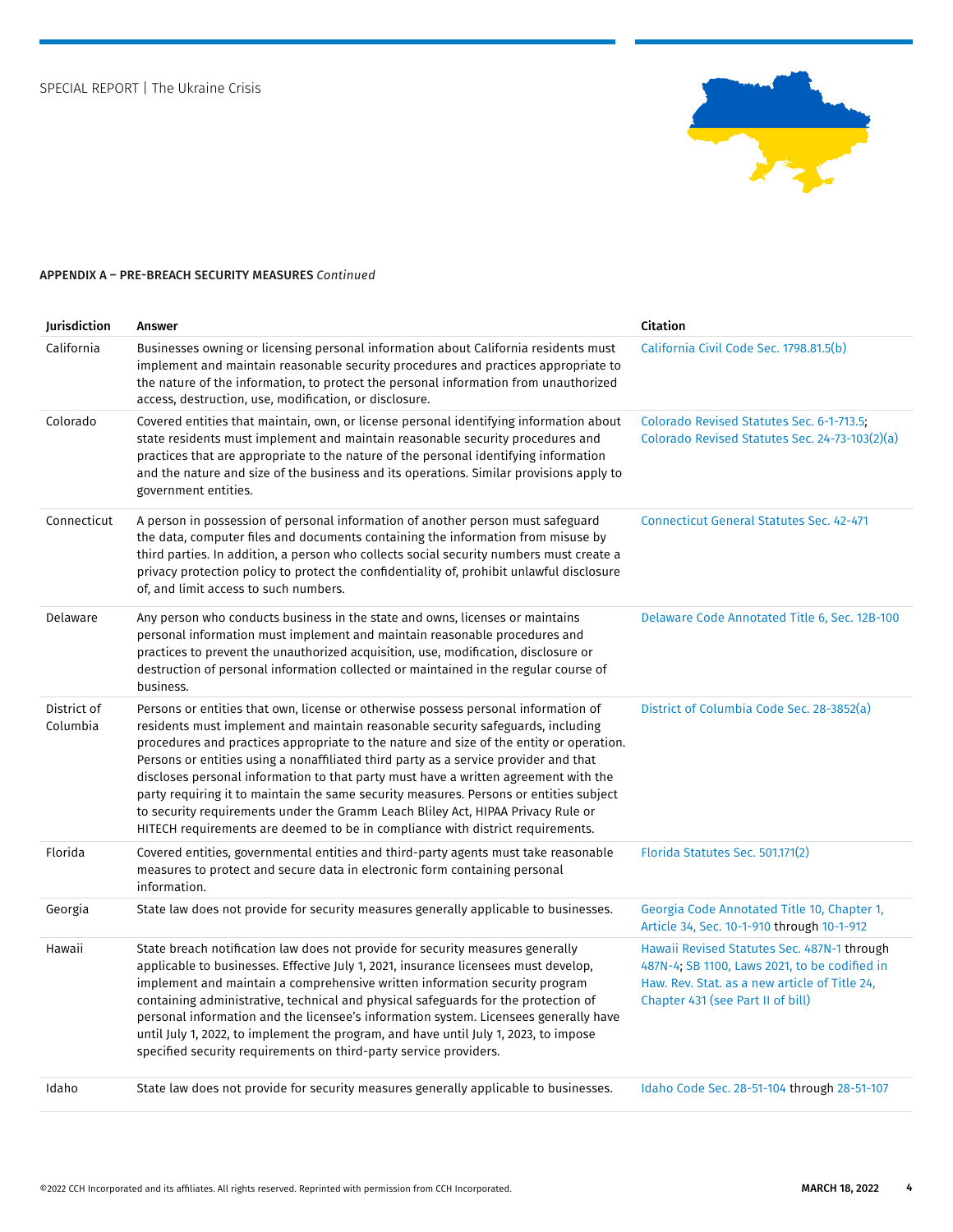**APPENDIX A – PRE-BREACH SECURITY MEASURES** *Continued*

| Jurisdiction | Answer | Citation |
|---|---|---|
| California | Businesses owning or licensing personal information about California residents must implement and maintain reasonable security procedures and practices appropriate to the nature of the information, to protect the personal information from unauthorized access, destruction, use, modification, or disclosure. | California Civil Code Sec. 1798.81.5(b) |
| Colorado | Covered entities that maintain, own, or license personal identifying information about state residents must implement and maintain reasonable security procedures and practices that are appropriate to the nature of the personal identifying information and the nature and size of the business and its operations. Similar provisions apply to government entities. | Colorado Revised Statutes Sec. 6-1-713.5; Colorado Revised Statutes Sec. 24-73-103(2)(a) |
| Connecticut | A person in possession of personal information of another person must safeguard the data, computer files and documents containing the information from misuse by third parties. In addition, a person who collects social security numbers must create a privacy protection policy to protect the confidentiality of, prohibit unlawful disclosure of, and limit access to such numbers. | Connecticut General Statutes Sec. 42-471 |
| Delaware | Any person who conducts business in the state and owns, licenses or maintains personal information must implement and maintain reasonable procedures and practices to prevent the unauthorized acquisition, use, modification, disclosure or destruction of personal information collected or maintained in the regular course of business. | Delaware Code Annotated Title 6, Sec. 12B-100 |
| District of Columbia | Persons or entities that own, license or otherwise possess personal information of residents must implement and maintain reasonable security safeguards, including procedures and practices appropriate to the nature and size of the entity or operation. Persons or entities using a nonaffiliated third party as a service provider and that discloses personal information to that party must have a written agreement with the party requiring it to maintain the same security measures. Persons or entities subject to security requirements under the Gramm Leach Bliley Act, HIPAA Privacy Rule or HITECH requirements are deemed to be in compliance with district requirements. | District of Columbia Code Sec. 28-3852(a) |
| Florida | Covered entities, governmental entities and third-party agents must take reasonable measures to protect and secure data in electronic form containing personal information. | Florida Statutes Sec. 501.171(2) |
| Georgia | State law does not provide for security measures generally applicable to businesses. | Georgia Code Annotated Title 10, Chapter 1, Article 34, Sec. 10-1-910 through 10-1-912 |
| Hawaii | State breach notification law does not provide for security measures generally applicable to businesses. Effective July 1, 2021, insurance licensees must develop, implement and maintain a comprehensive written information security program containing administrative, technical and physical safeguards for the protection of personal information and the licensee's information system. Licensees generally have until July 1, 2022, to implement the program, and have until July 1, 2023, to impose specified security requirements on third-party service providers. | Hawaii Revised Statutes Sec. 487N-1 through 487N-4; SB 1100, Laws 2021, to be codified in Haw. Rev. Stat. as a new article of Title 24, Chapter 431 (see Part II of bill) |
| Idaho | State law does not provide for security measures generally applicable to businesses. | Idaho Code Sec. 28-51-104 through 28-51-107 |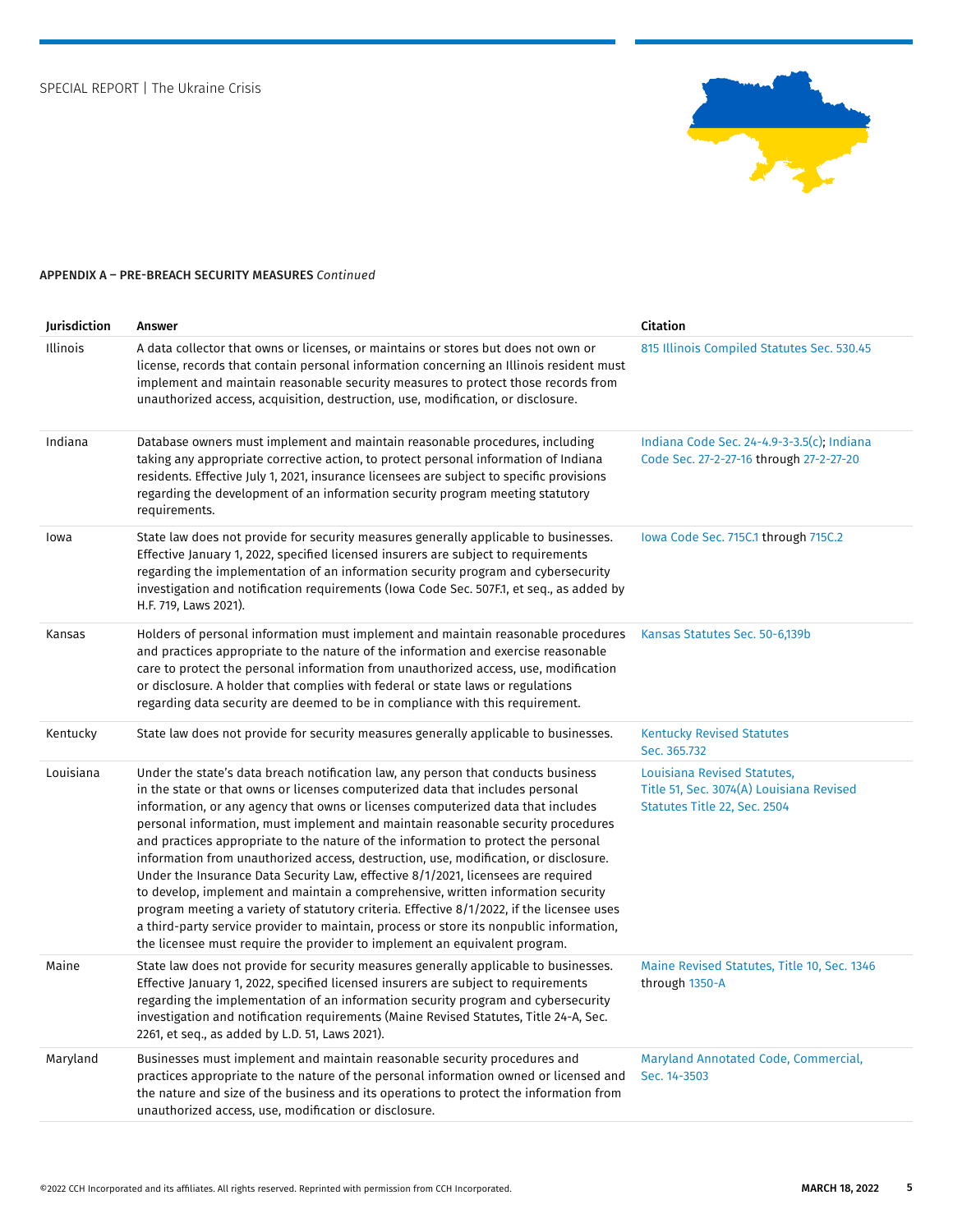**APPENDIX A – PRE-BREACH SECURITY MEASURES** *Continued*

| Jurisdiction | Answer | Citation |
|---|---|---|
| Illinois | A data collector that owns or licenses, or maintains or stores but does not own or license, records that contain personal information concerning an Illinois resident must implement and maintain reasonable security measures to protect those records from unauthorized access, acquisition, destruction, use, modification, or disclosure. | 815 Illinois Compiled Statutes Sec. 530.45 |
| Indiana | Database owners must implement and maintain reasonable procedures, including taking any appropriate corrective action, to protect personal information of Indiana residents. Effective July 1, 2021, insurance licensees are subject to specific provisions regarding the development of an information security program meeting statutory requirements. | Indiana Code Sec. 24-4.9-3-3.5(c); Indiana Code Sec. 27-2-27-16 through 27-2-27-20 |
| Iowa | State law does not provide for security measures generally applicable to businesses. Effective January 1, 2022, specified licensed insurers are subject to requirements regarding the implementation of an information security program and cybersecurity investigation and notification requirements (Iowa Code Sec. 507F.1, et seq., as added by H.F. 719, Laws 2021). | Iowa Code Sec. 715C.1 through 715C.2 |
| Kansas | Holders of personal information must implement and maintain reasonable procedures and practices appropriate to the nature of the information and exercise reasonable care to protect the personal information from unauthorized access, use, modification or disclosure. A holder that complies with federal or state laws or regulations regarding data security are deemed to be in compliance with this requirement. | Kansas Statutes Sec. 50-6,139b |
| Kentucky | State law does not provide for security measures generally applicable to businesses. | Kentucky Revised Statutes Sec. 365.732 |
| Louisiana | Under the state's data breach notification law, any person that conducts business in the state or that owns or licenses computerized data that includes personal information, or any agency that owns or licenses computerized data that includes personal information, must implement and maintain reasonable security procedures and practices appropriate to the nature of the information to protect the personal information from unauthorized access, destruction, use, modification, or disclosure. Under the Insurance Data Security Law, effective 8/1/2021, licensees are required to develop, implement and maintain a comprehensive, written information security program meeting a variety of statutory criteria. Effective 8/1/2022, if the licensee uses a third-party service provider to maintain, process or store its nonpublic information, the licensee must require the provider to implement an equivalent program. | Louisiana Revised Statutes, Title 51, Sec. 3074(A) Louisiana Revised Statutes Title 22, Sec. 2504 |
| Maine | State law does not provide for security measures generally applicable to businesses. Effective January 1, 2022, specified licensed insurers are subject to requirements regarding the implementation of an information security program and cybersecurity investigation and notification requirements (Maine Revised Statutes, Title 24-A, Sec. 2261, et seq., as added by L.D. 51, Laws 2021). | Maine Revised Statutes, Title 10, Sec. 1346 through 1350-A |
| Maryland | Businesses must implement and maintain reasonable security procedures and practices appropriate to the nature of the personal information owned or licensed and the nature and size of the business and its operations to protect the information from unauthorized access, use, modification or disclosure. | Maryland Annotated Code, Commercial, Sec. 14-3503 |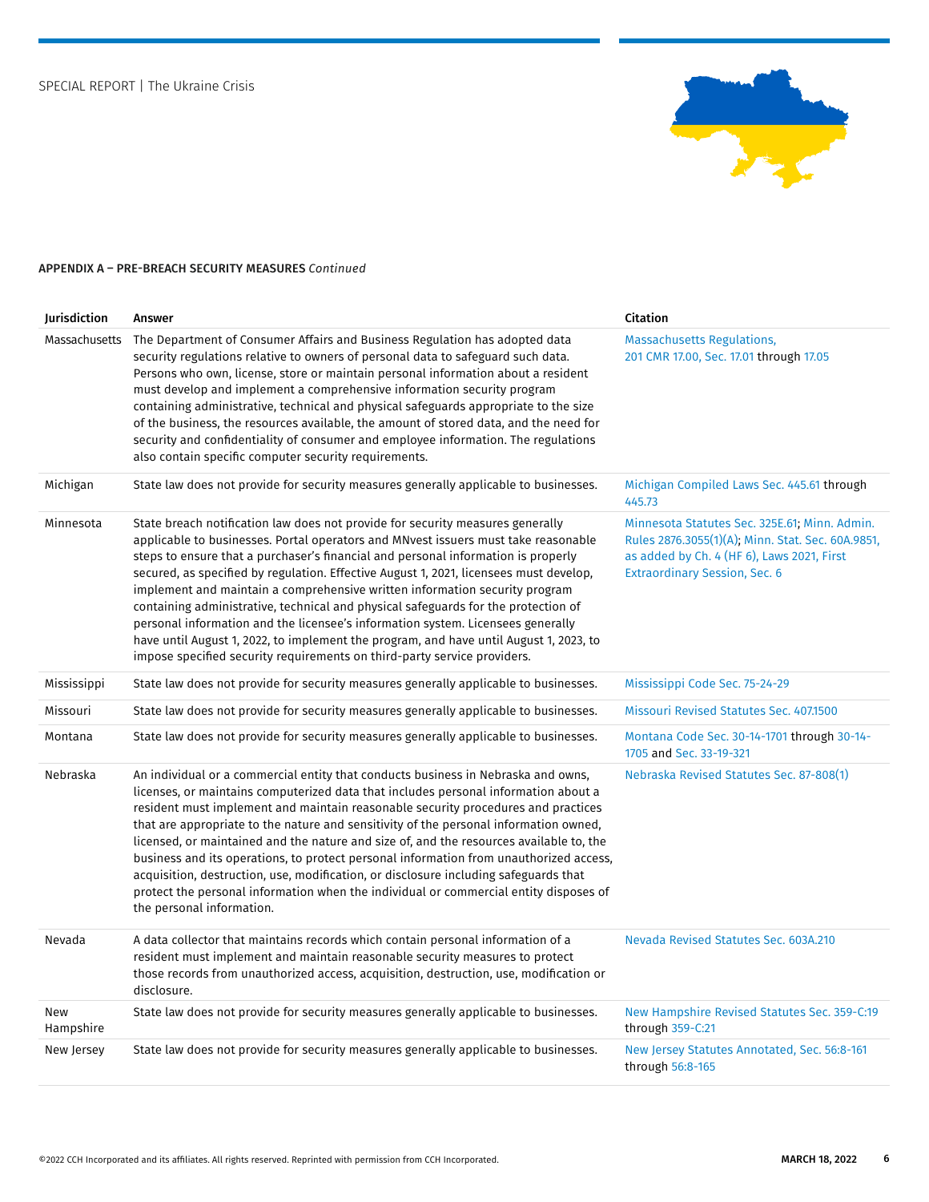**APPENDIX A – PRE-BREACH SECURITY MEASURES** *Continued*

| Jurisdiction | Answer | Citation |
|---|---|---|
| Massachusetts | The Department of Consumer Affairs and Business Regulation has adopted data security regulations relative to owners of personal data to safeguard such data. Persons who own, license, store or maintain personal information about a resident must develop and implement a comprehensive information security program containing administrative, technical and physical safeguards appropriate to the size of the business, the resources available, the amount of stored data, and the need for security and confidentiality of consumer and employee information. The regulations also contain specific computer security requirements. | Massachusetts Regulations, 201 CMR 17.00, Sec. 17.01 through 17.05 |
| Michigan | State law does not provide for security measures generally applicable to businesses. | Michigan Compiled Laws Sec. 445.61 through 445.73 |
| Minnesota | State breach notification law does not provide for security measures generally applicable to businesses. Portal operators and MNvest issuers must take reasonable steps to ensure that a purchaser's financial and personal information is properly secured, as specified by regulation. Effective August 1, 2021, licensees must develop, implement and maintain a comprehensive written information security program containing administrative, technical and physical safeguards for the protection of personal information and the licensee's information system. Licensees generally have until August 1, 2022, to implement the program, and have until August 1, 2023, to impose specified security requirements on third-party service providers. | Minnesota Statutes Sec. 325E.61; Minn. Admin. Rules 2876.3055(1)(A); Minn. Stat. Sec. 60A.9851, as added by Ch. 4 (HF 6), Laws 2021, First Extraordinary Session, Sec. 6 |
| Mississippi | State law does not provide for security measures generally applicable to businesses. | Mississippi Code Sec. 75-24-29 |
| Missouri | State law does not provide for security measures generally applicable to businesses. | Missouri Revised Statutes Sec. 407.1500 |
| Montana | State law does not provide for security measures generally applicable to businesses. | Montana Code Sec. 30-14-1701 through 30-14-1705 and Sec. 33-19-321 |
| Nebraska | An individual or a commercial entity that conducts business in Nebraska and owns, licenses, or maintains computerized data that includes personal information about a resident must implement and maintain reasonable security procedures and practices that are appropriate to the nature and sensitivity of the personal information owned, licensed, or maintained and the nature and size of, and the resources available to, the business and its operations, to protect personal information from unauthorized access, acquisition, destruction, use, modification, or disclosure including safeguards that protect the personal information when the individual or commercial entity disposes of the personal information. | Nebraska Revised Statutes Sec. 87-808(1) |
| Nevada | A data collector that maintains records which contain personal information of a resident must implement and maintain reasonable security measures to protect those records from unauthorized access, acquisition, destruction, use, modification or disclosure. | Nevada Revised Statutes Sec. 603A.210 |
| New Hampshire | State law does not provide for security measures generally applicable to businesses. | New Hampshire Revised Statutes Sec. 359-C:19 through 359-C:21 |
| New Jersey | State law does not provide for security measures generally applicable to businesses. | New Jersey Statutes Annotated, Sec. 56:8-161 through 56:8-165 |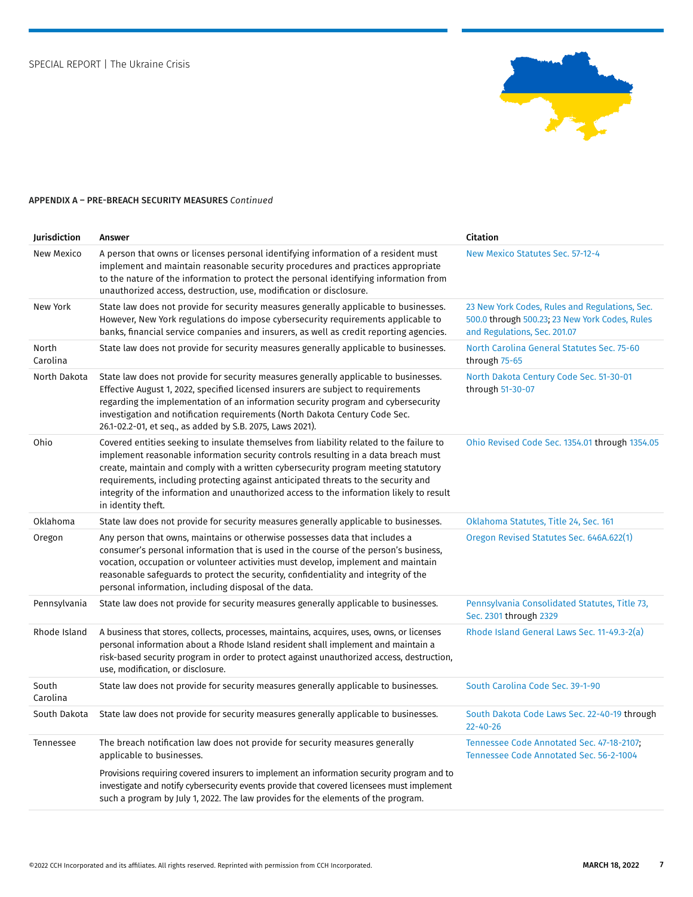**APPENDIX A – PRE-BREACH SECURITY MEASURES** *Continued*

| Jurisdiction | Answer | Citation |
|---|---|---|
| New Mexico | A person that owns or licenses personal identifying information of a resident must implement and maintain reasonable security procedures and practices appropriate to the nature of the information to protect the personal identifying information from unauthorized access, destruction, use, modification or disclosure. | New Mexico Statutes Sec. 57-12-4 |
| New York | State law does not provide for security measures generally applicable to businesses. However, New York regulations do impose cybersecurity requirements applicable to banks, financial service companies and insurers, as well as credit reporting agencies. | 23 New York Codes, Rules and Regulations, Sec. 500.0 through 500.23; 23 New York Codes, Rules and Regulations, Sec. 201.07 |
| North Carolina | State law does not provide for security measures generally applicable to businesses. | North Carolina General Statutes Sec. 75-60 through 75-65 |
| North Dakota | State law does not provide for security measures generally applicable to businesses. Effective August 1, 2022, specified licensed insurers are subject to requirements regarding the implementation of an information security program and cybersecurity investigation and notification requirements (North Dakota Century Code Sec. 26.1-02.2-01, et seq., as added by S.B. 2075, Laws 2021). | North Dakota Century Code Sec. 51-30-01 through 51-30-07 |
| Ohio | Covered entities seeking to insulate themselves from liability related to the failure to implement reasonable information security controls resulting in a data breach must create, maintain and comply with a written cybersecurity program meeting statutory requirements, including protecting against anticipated threats to the security and integrity of the information and unauthorized access to the information likely to result in identity theft. | Ohio Revised Code Sec. 1354.01 through 1354.05 |
| Oklahoma | State law does not provide for security measures generally applicable to businesses. | Oklahoma Statutes, Title 24, Sec. 161 |
| Oregon | Any person that owns, maintains or otherwise possesses data that includes a consumer's personal information that is used in the course of the person's business, vocation, occupation or volunteer activities must develop, implement and maintain reasonable safeguards to protect the security, confidentiality and integrity of the personal information, including disposal of the data. | Oregon Revised Statutes Sec. 646A.622(1) |
| Pennsylvania | State law does not provide for security measures generally applicable to businesses. | Pennsylvania Consolidated Statutes, Title 73, Sec. 2301 through 2329 |
| Rhode Island | A business that stores, collects, processes, maintains, acquires, uses, owns, or licenses personal information about a Rhode Island resident shall implement and maintain a risk-based security program in order to protect against unauthorized access, destruction, use, modification, or disclosure. | Rhode Island General Laws Sec. 11-49.3-2(a) |
| South Carolina | State law does not provide for security measures generally applicable to businesses. | South Carolina Code Sec. 39-1-90 |
| South Dakota | State law does not provide for security measures generally applicable to businesses. | South Dakota Code Laws Sec. 22-40-19 through 22-40-26 |
| Tennessee | The breach notification law does not provide for security measures generally applicable to businesses.<br><br>Provisions requiring covered insurers to implement an information security program and to investigate and notify cybersecurity events provide that covered licensees must implement such a program by July 1, 2022. The law provides for the elements of the program. | Tennessee Code Annotated Sec. 47-18-2107; Tennessee Code Annotated Sec. 56-2-1004 |

©2022 CCH Incorporated and its affiliates. All rights reserved. Reprinted with permission from CCH Incorporated.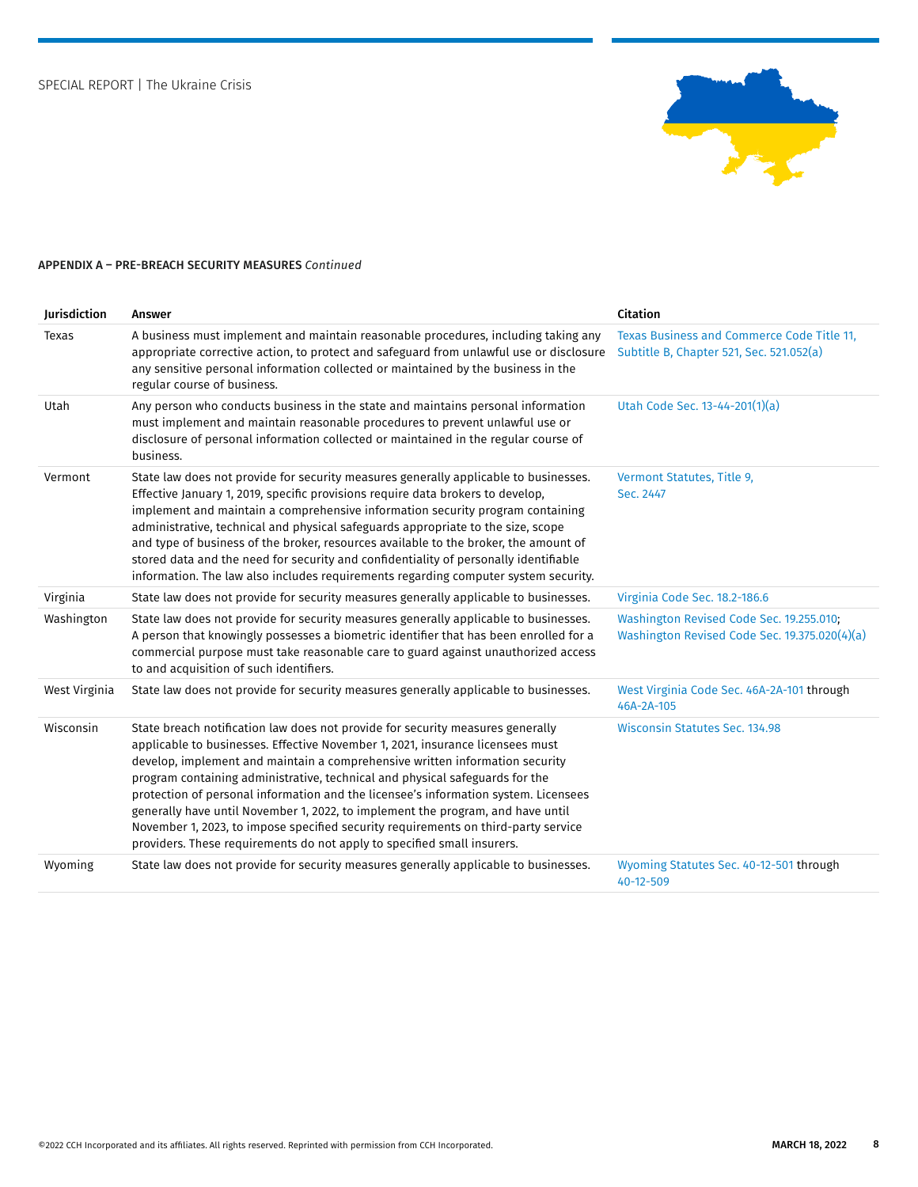**APPENDIX A – PRE-BREACH SECURITY MEASURES** *Continued*

| Jurisdiction | Answer | Citation |
| --- | --- | --- |
| Texas | A business must implement and maintain reasonable procedures, including taking any appropriate corrective action, to protect and safeguard from unlawful use or disclosure any sensitive personal information collected or maintained by the business in the regular course of business. | Texas Business and Commerce Code Title 11, Subtitle B, Chapter 521, Sec. 521.052(a) |
| Utah | Any person who conducts business in the state and maintains personal information must implement and maintain reasonable procedures to prevent unlawful use or disclosure of personal information collected or maintained in the regular course of business. | Utah Code Sec. 13-44-201(1)(a) |
| Vermont | State law does not provide for security measures generally applicable to businesses. Effective January 1, 2019, specific provisions require data brokers to develop, implement and maintain a comprehensive information security program containing administrative, technical and physical safeguards appropriate to the size, scope and type of business of the broker, resources available to the broker, the amount of stored data and the need for security and confidentiality of personally identifiable information. The law also includes requirements regarding computer system security. | Vermont Statutes, Title 9, Sec. 2447 |
| Virginia | State law does not provide for security measures generally applicable to businesses. | Virginia Code Sec. 18.2-186.6 |
| Washington | State law does not provide for security measures generally applicable to businesses. A person that knowingly possesses a biometric identifier that has been enrolled for a commercial purpose must take reasonable care to guard against unauthorized access to and acquisition of such identifiers. | Washington Revised Code Sec. 19.255.010; Washington Revised Code Sec. 19.375.020(4)(a) |
| West Virginia | State law does not provide for security measures generally applicable to businesses. | West Virginia Code Sec. 46A-2A-101 through 46A-2A-105 |
| Wisconsin | State breach notification law does not provide for security measures generally applicable to businesses. Effective November 1, 2021, insurance licensees must develop, implement and maintain a comprehensive written information security program containing administrative, technical and physical safeguards for the protection of personal information and the licensee's information system. Licensees generally have until November 1, 2022, to implement the program, and have until November 1, 2023, to impose specified security requirements on third-party service providers. These requirements do not apply to specified small insurers. | Wisconsin Statutes Sec. 134.98 |
| Wyoming | State law does not provide for security measures generally applicable to businesses. | Wyoming Statutes Sec. 40-12-501 through 40-12-509 |

©2022 CCH Incorporated and its affiliates. All rights reserved. Reprinted with permission from CCH Incorporated.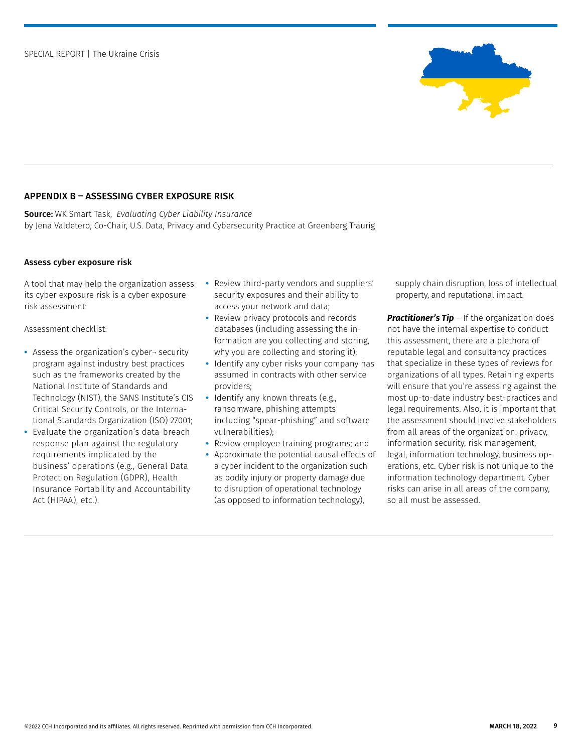## APPENDIX B – ASSESSING CYBER EXPOSURE RISK

**Source:** WK Smart Task, *Evaluating Cyber Liability Insurance*
by Jena Valdetero, Co-Chair, U.S. Data, Privacy and Cybersecurity Practice at Greenberg Traurig

### Assess cyber exposure risk

A tool that may help the organization assess its cyber exposure risk is a cyber exposure risk assessment:

Assessment checklist:

- Assess the organization's cyber¬ security program against industry best practices such as the frameworks created by the National Institute of Standards and Technology (NIST), the SANS Institute's CIS Critical Security Controls, or the International Standards Organization (ISO) 27001;
- Evaluate the organization's data-breach response plan against the regulatory requirements implicated by the business' operations (e.g., General Data Protection Regulation (GDPR), Health Insurance Portability and Accountability Act (HIPAA), etc.).
- Review third-party vendors and suppliers' security exposures and their ability to access your network and data;
- Review privacy protocols and records databases (including assessing the information are you collecting and storing, why you are collecting and storing it);
- Identify any cyber risks your company has assumed in contracts with other service providers;
- Identify any known threats (e.g., ransomware, phishing attempts including "spear-phishing" and software vulnerabilities);
- Review employee training programs; and
- Approximate the potential causal effects of a cyber incident to the organization such as bodily injury or property damage due to disruption of operational technology (as opposed to information technology), supply chain disruption, loss of intellectual property, and reputational impact.

***Practitioner's Tip*** – If the organization does not have the internal expertise to conduct this assessment, there are a plethora of reputable legal and consultancy practices that specialize in these types of reviews for organizations of all types. Retaining experts will ensure that you're assessing against the most up-to-date industry best-practices and legal requirements. Also, it is important that the assessment should involve stakeholders from all areas of the organization: privacy, information security, risk management, legal, information technology, business operations, etc. Cyber risk is not unique to the information technology department. Cyber risks can arise in all areas of the company, so all must be assessed.

©2022 CCH Incorporated and its affiliates. All rights reserved. Reprinted with permission from CCH Incorporated.